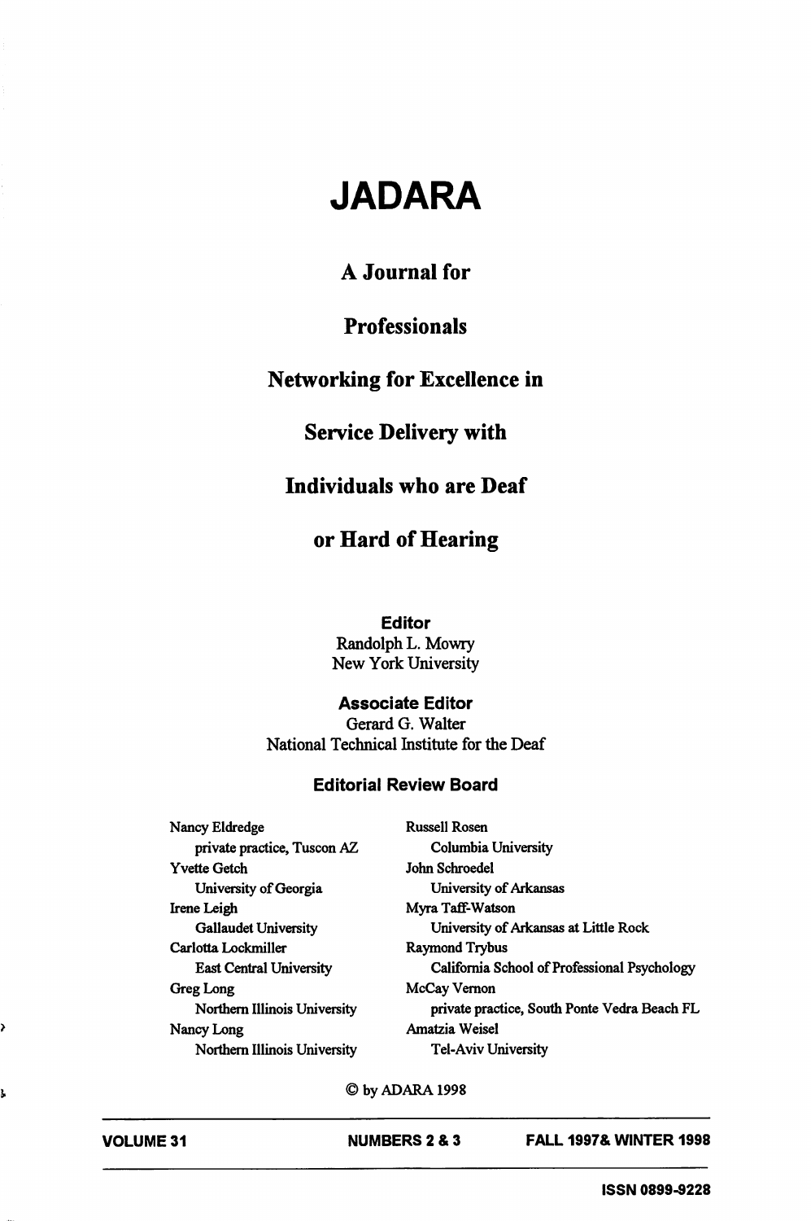# JADARA

## A Journal for Professionals Networking for Excellence in Service Delivery with Individuals who are Deaf or Hard of Hearing

**Editor**
Randolph L. Mowry
New York University

**Associate Editor**
Gerard G. Walter
National Technical Institute for the Deaf

**Editorial Review Board**

Nancy Eldredge
private practice, Tuscon AZ

Yvette Getch
University of Georgia

Irene Leigh
Gallaudet University

Carlotta Lockmiller
East Central University

Greg Long
Northern Illinois University

Nancy Long
Northern Illinois University

Russell Rosen
Columbia University

John Schroedel
University of Arkansas

Myra Taff-Watson
University of Arkansas at Little Rock

Raymond Trybus
California School of Professional Psychology

McCay Vernon
private practice, South Ponte Vedra Beach FL

Amatzia Weisel
Tel-Aviv University

© by ADARA 1998

**VOLUME 31** **NUMBERS 2 & 3** **FALL 1997& WINTER 1998**

**ISSN 0899-9228**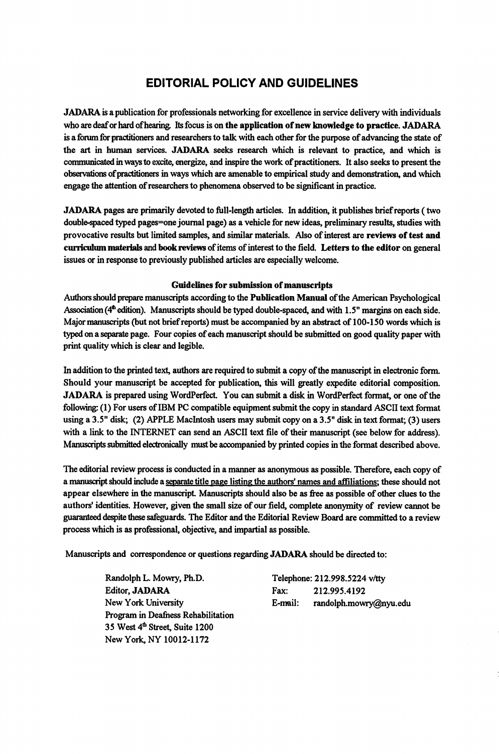# EDITORIAL POLICY AND GUIDELINES

**JADARA** is a publication for professionals networking for excellence in service delivery with individuals who are deaf or hard of hearing. Its focus is on **the application of new knowledge to practice. JADARA** is a forum for practitioners and researchers to talk with each other for the purpose of advancing the state of the art in human services. **JADARA** seeks research which is relevant to practice, and which is communicated in ways to excite, energize, and inspire the work of practitioners. It also seeks to present the observations of practitioners in ways which are amenable to empirical study and demonstration, and which engage the attention of researchers to phenomena observed to be significant in practice.

**JADARA** pages are primarily devoted to full-length articles. In addition, it publishes brief reports ( two double-spaced typed pages=one journal page) as a vehicle for new ideas, preliminary results, studies with provocative results but limited samples, and similar materials. Also of interest are **reviews of test and curriculum materials** and **book reviews** of items of interest to the field. **Letters to the editor** on general issues or in response to previously published articles are especially welcome.

### Guidelines for submission of manuscripts

Authors should prepare manuscripts according to the **Publication Manual** of the American Psychological Association (4th edition). Manuscripts should be typed double-spaced, and with 1.5" margins on each side. Major manuscripts (but not brief reports) must be accompanied by an abstract of 100-150 words which is typed on a separate page. Four copies of each manuscript should be submitted on good quality paper with print quality which is clear and legible.

In addition to the printed text, authors are required to submit a copy of the manuscript in electronic form. Should your manuscript be accepted for publication, this will greatly expedite editorial composition. **JADARA** is prepared using WordPerfect. You can submit a disk in WordPerfect format, or one of the following: (1) For users of IBM PC compatible equipment submit the copy in standard ASCII text format using a 3.5" disk; (2) APPLE MacIntosh users may submit copy on a 3.5" disk in text format; (3) users with a link to the INTERNET can send an ASCII text file of their manuscript (see below for address). Manuscripts submitted electronically must be accompanied by printed copies in the format described above.

The editorial review process is conducted in a manner as anonymous as possible. Therefore, each copy of a manuscript should include a separate title page listing the authors' names and affiliations; these should not appear elsewhere in the manuscript. Manuscripts should also be as free as possible of other clues to the authors' identities. However, given the small size of our field, complete anonymity of review cannot be guaranteed despite these safeguards. The Editor and the Editorial Review Board are committed to a review process which is as professional, objective, and impartial as possible.

Manuscripts and correspondence or questions regarding **JADARA** should be directed to:

Randolph L. Mowry, Ph.D.
Editor, **JADARA**
New York University
Program in Deafness Rehabilitation
35 West 4th Street, Suite 1200
New York, NY 10012-1172

Telephone: 212.998.5224 v/tty
Fax: 212.995.4192
E-mail: randolph.mowry@nyu.edu